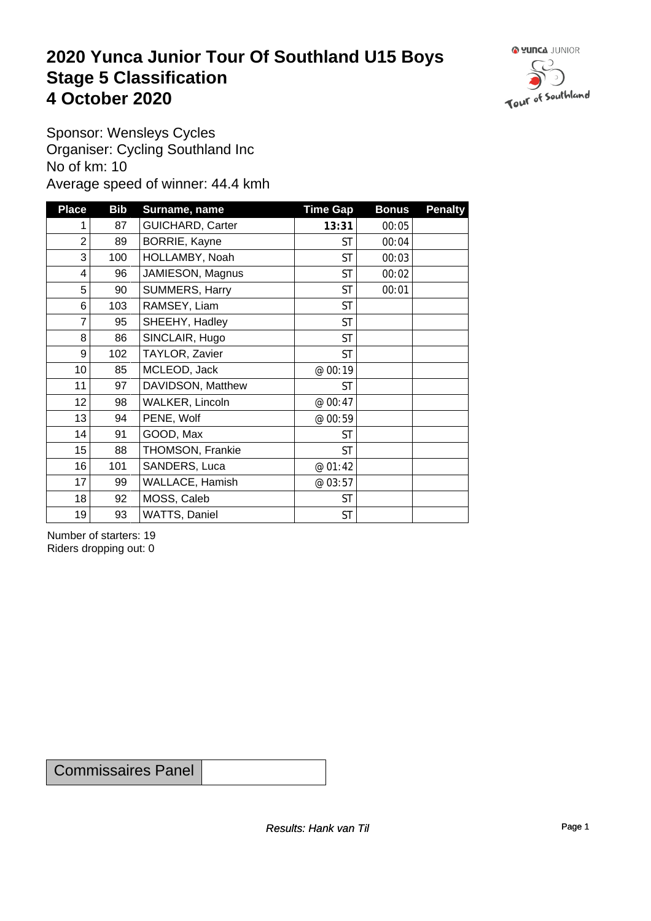# 2020 Yunca Junior Tour Of Southland U15 Boys
# Stage 5 Classification
# 4 October 2020

Sponsor: Wensleys Cycles
Organiser: Cycling Southland Inc
No of km: 10
Average speed of winner: 44.4 kmh

| Place | Bib | Surname, name | Time Gap | Bonus | Penalty |
|---|---|---|---|---|---|
| 1 | 87 | GUICHARD, Carter | **13:31** | 00:05 | |
| 2 | 89 | BORRIE, Kayne | ST | 00:04 | |
| 3 | 100 | HOLLAMBY, Noah | ST | 00:03 | |
| 4 | 96 | JAMIESON, Magnus | ST | 00:02 | |
| 5 | 90 | SUMMERS, Harry | ST | 00:01 | |
| 6 | 103 | RAMSEY, Liam | ST | | |
| 7 | 95 | SHEEHY, Hadley | ST | | |
| 8 | 86 | SINCLAIR, Hugo | ST | | |
| 9 | 102 | TAYLOR, Zavier | ST | | |
| 10 | 85 | MCLEOD, Jack | @ 00:19 | | |
| 11 | 97 | DAVIDSON, Matthew | ST | | |
| 12 | 98 | WALKER, Lincoln | @ 00:47 | | |
| 13 | 94 | PENE, Wolf | @ 00:59 | | |
| 14 | 91 | GOOD, Max | ST | | |
| 15 | 88 | THOMSON, Frankie | ST | | |
| 16 | 101 | SANDERS, Luca | @ 01:42 | | |
| 17 | 99 | WALLACE, Hamish | @ 03:57 | | |
| 18 | 92 | MOSS, Caleb | ST | | |
| 19 | 93 | WATTS, Daniel | ST | | |

Number of starters: 19
Riders dropping out: 0

| Commissaires Panel | |
|---|---|

*Results: Hank van Til*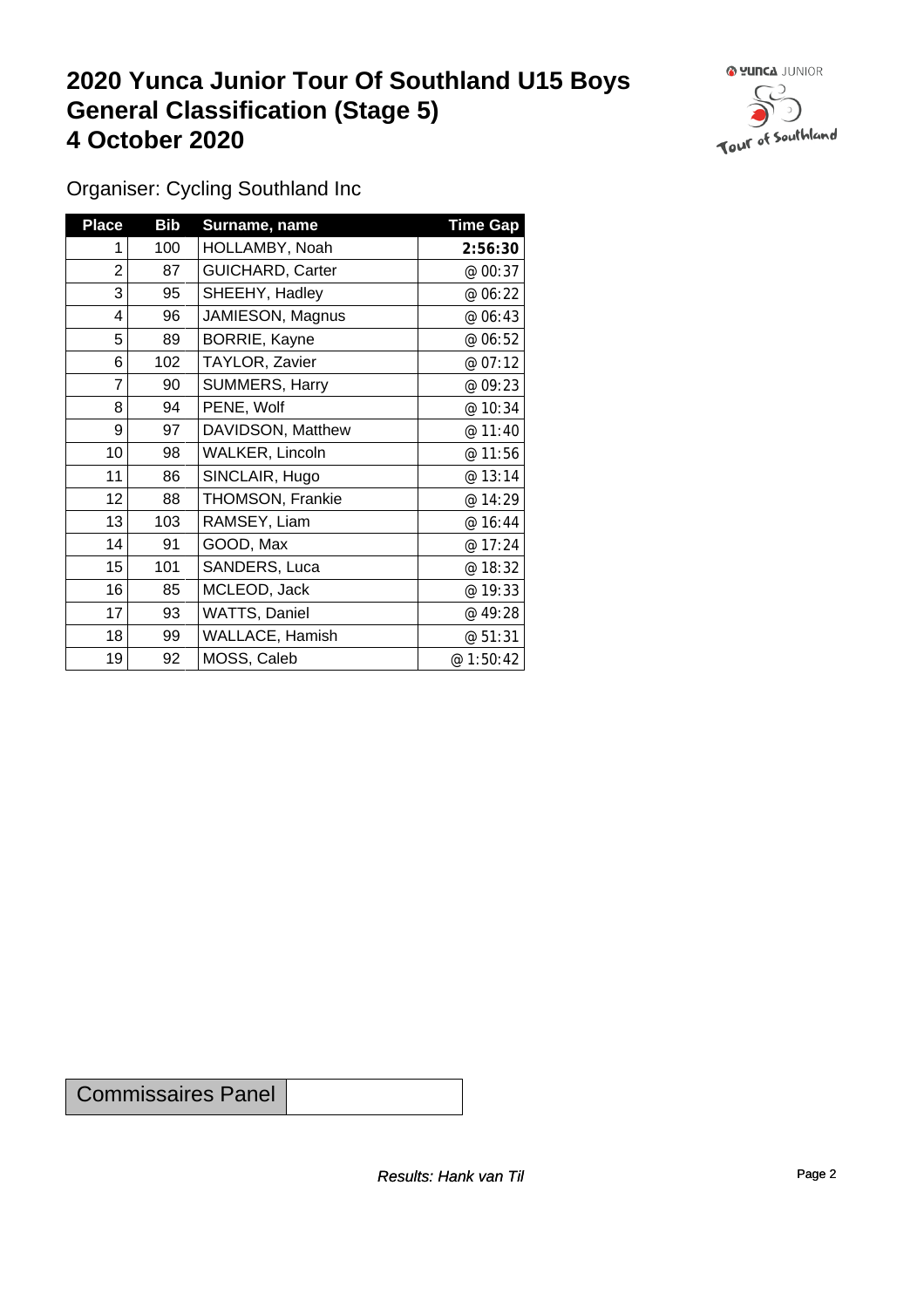# 2020 Yunca Junior Tour Of Southland U15 Boys
# General Classification (Stage 5)
# 4 October 2020

Organiser: Cycling Southland Inc

| Place | Bib | Surname, name | Time Gap |
|---|---|---|---|
| 1 | 100 | HOLLAMBY, Noah | **2:56:30** |
| 2 | 87 | GUICHARD, Carter | @ 00:37 |
| 3 | 95 | SHEEHY, Hadley | @ 06:22 |
| 4 | 96 | JAMIESON, Magnus | @ 06:43 |
| 5 | 89 | BORRIE, Kayne | @ 06:52 |
| 6 | 102 | TAYLOR, Zavier | @ 07:12 |
| 7 | 90 | SUMMERS, Harry | @ 09:23 |
| 8 | 94 | PENE, Wolf | @ 10:34 |
| 9 | 97 | DAVIDSON, Matthew | @ 11:40 |
| 10 | 98 | WALKER, Lincoln | @ 11:56 |
| 11 | 86 | SINCLAIR, Hugo | @ 13:14 |
| 12 | 88 | THOMSON, Frankie | @ 14:29 |
| 13 | 103 | RAMSEY, Liam | @ 16:44 |
| 14 | 91 | GOOD, Max | @ 17:24 |
| 15 | 101 | SANDERS, Luca | @ 18:32 |
| 16 | 85 | MCLEOD, Jack | @ 19:33 |
| 17 | 93 | WATTS, Daniel | @ 49:28 |
| 18 | 99 | WALLACE, Hamish | @ 51:31 |
| 19 | 92 | MOSS, Caleb | @ 1:50:42 |

| Commissaires Panel | |
|---|---|

*Results: Hank van Til*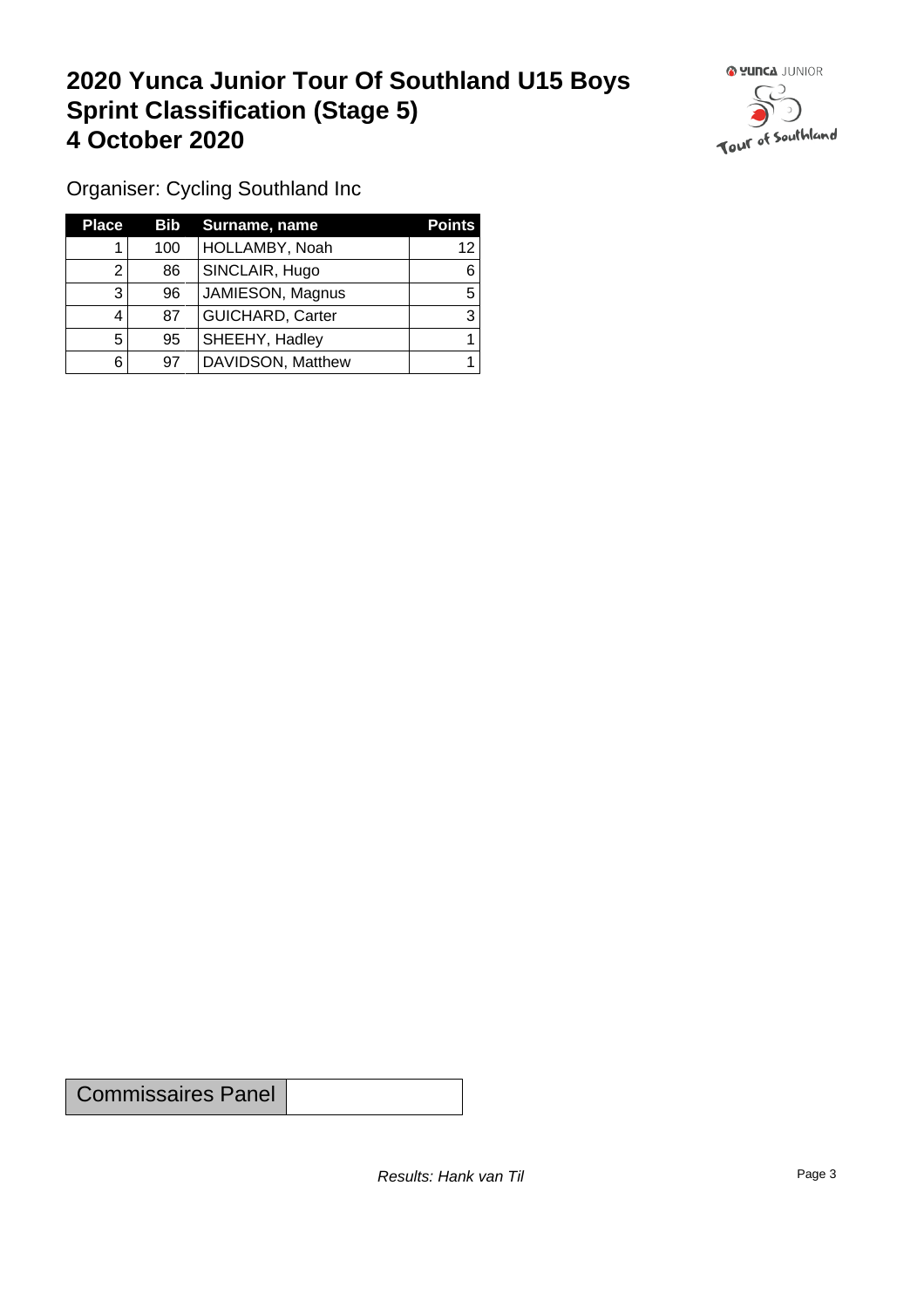# 2020 Yunca Junior Tour Of Southland U15 Boys Sprint Classification (Stage 5) 4 October 2020

Organiser: Cycling Southland Inc

| Place | Bib | Surname, name | Points |
|---|---|---|---|
| 1 | 100 | HOLLAMBY, Noah | 12 |
| 2 | 86 | SINCLAIR, Hugo | 6 |
| 3 | 96 | JAMIESON, Magnus | 5 |
| 4 | 87 | GUICHARD, Carter | 3 |
| 5 | 95 | SHEEHY, Hadley | 1 |
| 6 | 97 | DAVIDSON, Matthew | 1 |

| Commissaires Panel | |
|---|---|

*Results: Hank van Til*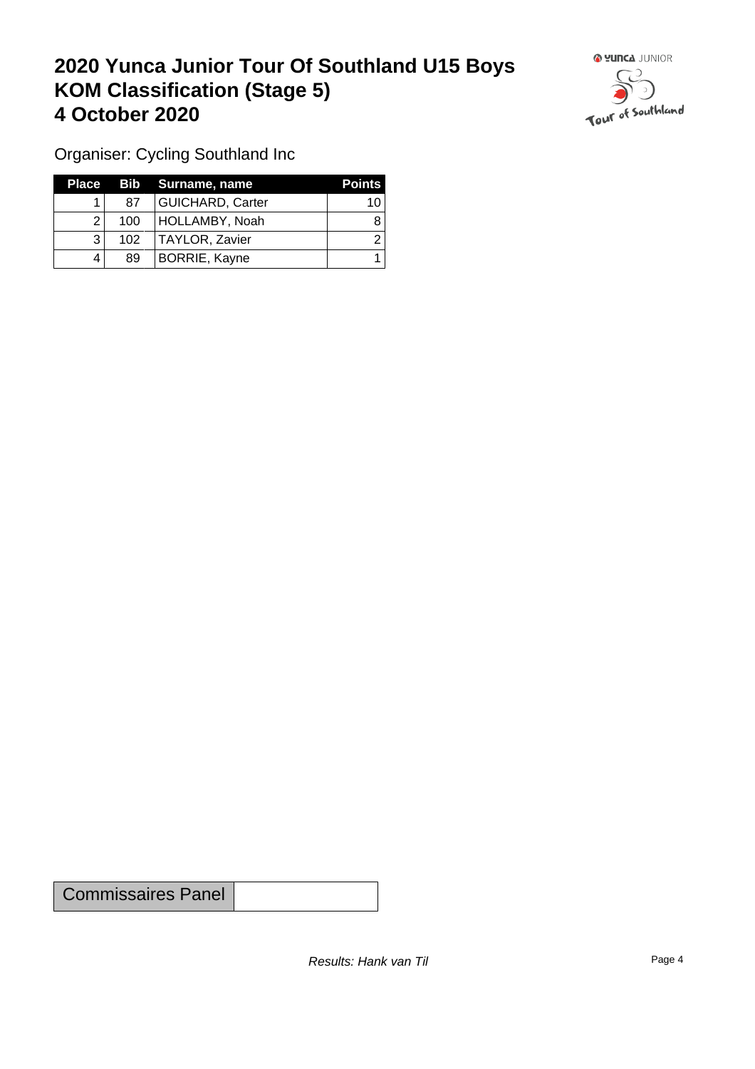# 2020 Yunca Junior Tour Of Southland U15 Boys
# KOM Classification (Stage 5)
# 4 October 2020

Organiser: Cycling Southland Inc

| Place | Bib | Surname, name | Points |
|---|---|---|---|
| 1 | 87 | GUICHARD, Carter | 10 |
| 2 | 100 | HOLLAMBY, Noah | 8 |
| 3 | 102 | TAYLOR, Zavier | 2 |
| 4 | 89 | BORRIE, Kayne | 1 |

| Commissaires Panel | |
|---|---|

*Results: Hank van Til*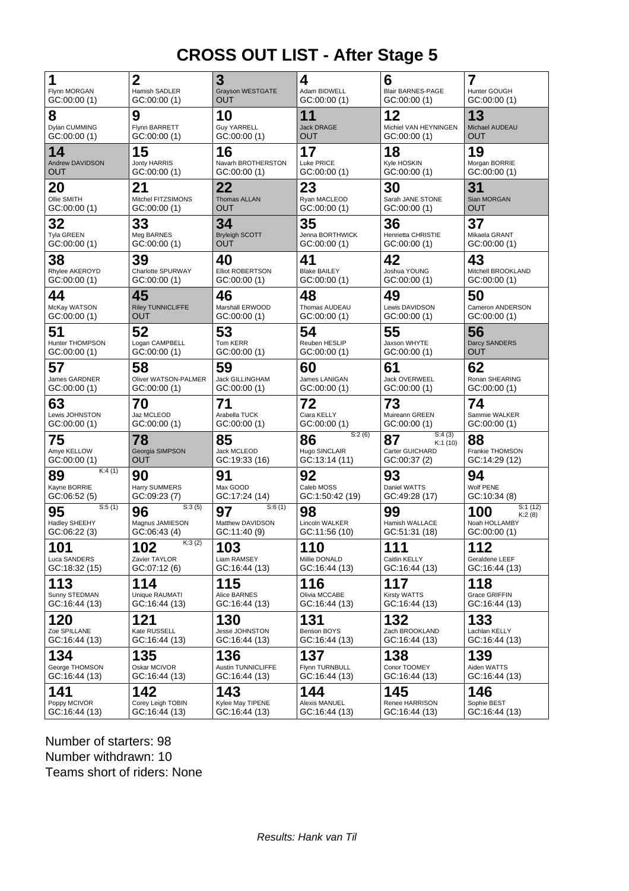# CROSS OUT LIST - After Stage 5

| | | | | | |
|---|---|---|---|---|---|
| **1** Flynn MORGAN GC:00:00 (1) | **2** Hamish SADLER GC:00:00 (1) | **3** Grayson WESTGATE OUT | **4** Adam BIDWELL GC:00:00 (1) | **6** Blair BARNES-PAGE GC:00:00 (1) | **7** Hunter GOUGH GC:00:00 (1) |
| **8** Dylan CUMMING GC:00:00 (1) | **9** Flynn BARRETT GC:00:00 (1) | **10** Guy YARRELL GC:00:00 (1) | **11** Jack DRAGE OUT | **12** Michiel VAN HEYNINGEN GC:00:00 (1) | **13** Michael AUDEAU OUT |
| **14** Andrew DAVIDSON OUT | **15** Jonty HARRIS GC:00:00 (1) | **16** Navarh BROTHERSTON GC:00:00 (1) | **17** Luke PRICE GC:00:00 (1) | **18** Kyle HOSKIN GC:00:00 (1) | **19** Morgan BORRIE GC:00:00 (1) |
| **20** Ollie SMITH GC:00:00 (1) | **21** Mitchel FITZSIMONS GC:00:00 (1) | **22** Thomas ALLAN OUT | **23** Ryan MACLEOD GC:00:00 (1) | **30** Sarah JANE STONE GC:00:00 (1) | **31** Sian MORGAN OUT |
| **32** Tyla GREEN GC:00:00 (1) | **33** Meg BARNES GC:00:00 (1) | **34** Bryleigh SCOTT OUT | **35** Jenna BORTHWICK GC:00:00 (1) | **36** Henrietta CHRISTIE GC:00:00 (1) | **37** Mikaela GRANT GC:00:00 (1) |
| **38** Rhylee AKEROYD GC:00:00 (1) | **39** Charlotte SPURWAY GC:00:00 (1) | **40** Elliot ROBERTSON GC:00:00 (1) | **41** Blake BAILEY GC:00:00 (1) | **42** Joshua YOUNG GC:00:00 (1) | **43** Mitchell BROOKLAND GC:00:00 (1) |
| **44** McKay WATSON GC:00:00 (1) | **45** Riley TUNNICLIFFE OUT | **46** Marshall ERWOOD GC:00:00 (1) | **48** Thomas AUDEAU GC:00:00 (1) | **49** Lewis DAVIDSON GC:00:00 (1) | **50** Cameron ANDERSON GC:00:00 (1) |
| **51** Hunter THOMPSON GC:00:00 (1) | **52** Logan CAMPBELL GC:00:00 (1) | **53** Tom KERR GC:00:00 (1) | **54** Reuben HESLIP GC:00:00 (1) | **55** Jaxson WHYTE GC:00:00 (1) | **56** Darcy SANDERS OUT |
| **57** James GARDNER GC:00:00 (1) | **58** Oliver WATSON-PALMER GC:00:00 (1) | **59** Jack GILLINGHAM GC:00:00 (1) | **60** James LANIGAN GC:00:00 (1) | **61** Jack OVERWEEL GC:00:00 (1) | **62** Ronan SHEARING GC:00:00 (1) |
| **63** Lewis JOHNSTON GC:00:00 (1) | **70** Jaz MCLEOD GC:00:00 (1) | **71** Arabella TUCK GC:00:00 (1) | **72** Ciara KELLY GC:00:00 (1) | **73** Muireann GREEN GC:00:00 (1) | **74** Sammie WALKER GC:00:00 (1) |
| **75** Amye KELLOW GC:00:00 (1) | **78** Georgia SIMPSON OUT | **85** Jack MCLEOD GC:19:33 (16) | **86** S:2 (6) Hugo SINCLAIR GC:13:14 (11) | **87** S:4 (3) K:1 (10) Carter GUICHARD GC:00:37 (2) | **88** Frankie THOMSON GC:14:29 (12) |
| **89** K:4 (1) Kayne BORRIE GC:06:52 (5) | **90** Harry SUMMERS GC:09:23 (7) | **91** Max GOOD GC:17:24 (14) | **92** Caleb MOSS GC:1:50:42 (19) | **93** Daniel WATTS GC:49:28 (17) | **94** Wolf PENE GC:10:34 (8) |
| **95** S:5 (1) Hadley SHEEHY GC:06:22 (3) | **96** S:3 (5) Magnus JAMIESON GC:06:43 (4) | **97** S:6 (1) Matthew DAVIDSON GC:11:40 (9) | **98** Lincoln WALKER GC:11:56 (10) | **99** Hamish WALLACE GC:51:31 (18) | **100** S:1 (12) K:2 (8) Noah HOLLAMBY GC:00:00 (1) |
| **101** Luca SANDERS GC:18:32 (15) | **102** K:3 (2) Zavier TAYLOR GC:07:12 (6) | **103** Liam RAMSEY GC:16:44 (13) | **110** Millie DONALD GC:16:44 (13) | **111** Caitlin KELLY GC:16:44 (13) | **112** Geraldene LEEF GC:16:44 (13) |
| **113** Sunny STEDMAN GC:16:44 (13) | **114** Unique RAUMATI GC:16:44 (13) | **115** Alice BARNES GC:16:44 (13) | **116** Olivia MCCABE GC:16:44 (13) | **117** Kirsty WATTS GC:16:44 (13) | **118** Grace GRIFFIN GC:16:44 (13) |
| **120** Zoe SPILLANE GC:16:44 (13) | **121** Kate RUSSELL GC:16:44 (13) | **130** Jesse JOHNSTON GC:16:44 (13) | **131** Benson BOYS GC:16:44 (13) | **132** Zach BROOKLAND GC:16:44 (13) | **133** Lachlan KELLY GC:16:44 (13) |
| **134** George THOMSON GC:16:44 (13) | **135** Oskar MCIVOR GC:16:44 (13) | **136** Austin TUNNICLIFFE GC:16:44 (13) | **137** Flynn TURNBULL GC:16:44 (13) | **138** Conor TOOMEY GC:16:44 (13) | **139** Aiden WATTS GC:16:44 (13) |
| **141** Poppy MCIVOR GC:16:44 (13) | **142** Corey Leigh TOBIN GC:16:44 (13) | **143** Kylee May TIPENE GC:16:44 (13) | **144** Alexis MANUEL GC:16:44 (13) | **145** Renee HARRISON GC:16:44 (13) | **146** Sophie BEST GC:16:44 (13) |

Number of starters: 98
Number withdrawn: 10
Teams short of riders: None

*Results: Hank van Til*